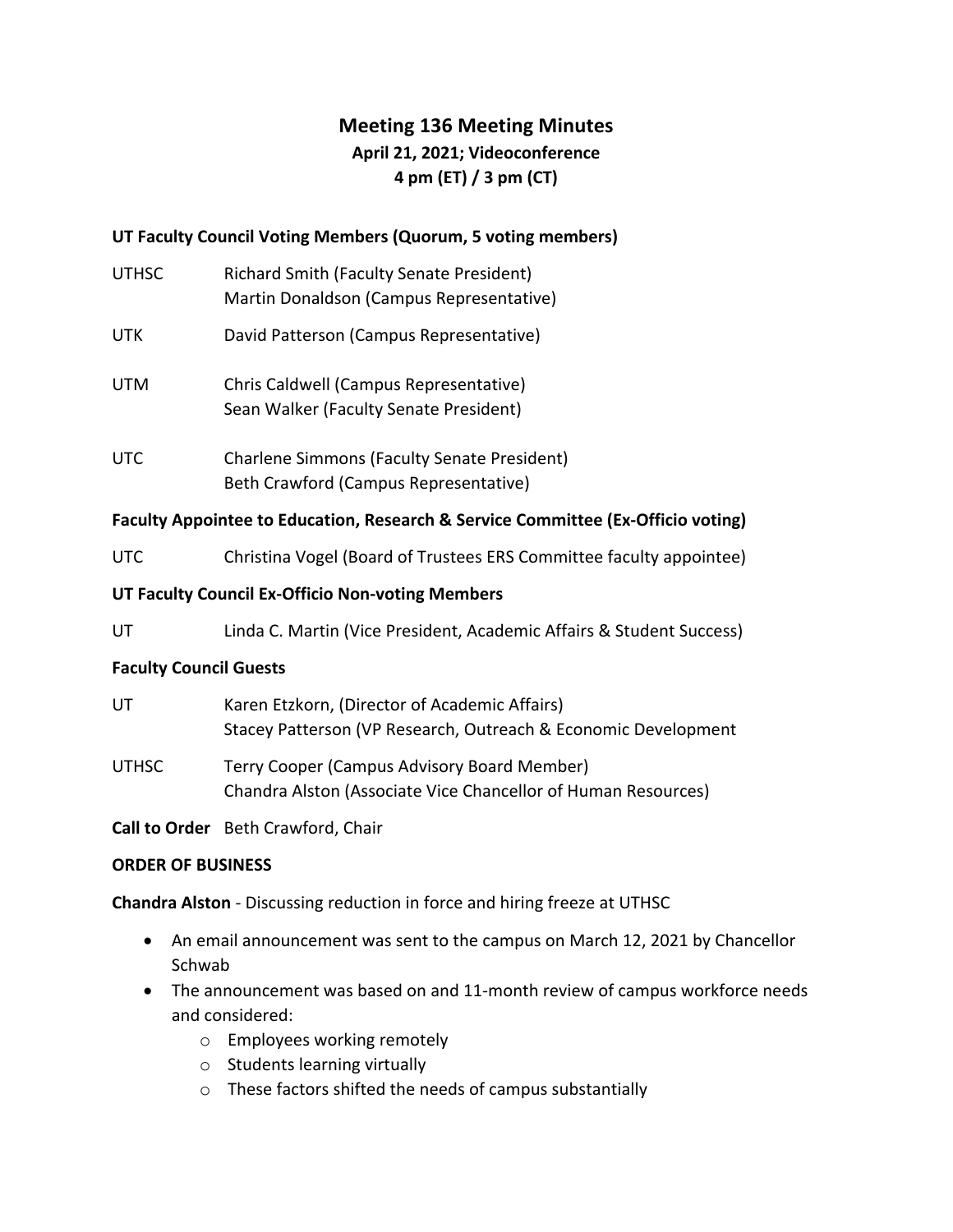# Meeting 136 Meeting Minutes

**April 21, 2021; Videoconference**

**4 pm (ET) / 3 pm (CT)**

## UT Faculty Council Voting Members (Quorum, 5 voting members)

| | |
|---|---|
| UTHSC | Richard Smith (Faculty Senate President)<br>Martin Donaldson (Campus Representative) |
| UTK | David Patterson (Campus Representative) |
| UTM | Chris Caldwell (Campus Representative)<br>Sean Walker (Faculty Senate President) |
| UTC | Charlene Simmons (Faculty Senate President)<br>Beth Crawford (Campus Representative) |

## Faculty Appointee to Education, Research & Service Committee (Ex-Officio voting)

| | |
|---|---|
| UTC | Christina Vogel (Board of Trustees ERS Committee faculty appointee) |

## UT Faculty Council Ex-Officio Non-voting Members

| | |
|---|---|
| UT | Linda C. Martin (Vice President, Academic Affairs & Student Success) |

## Faculty Council Guests

| | |
|---|---|
| UT | Karen Etzkorn, (Director of Academic Affairs)<br>Stacey Patterson (VP Research, Outreach & Economic Development |
| UTHSC | Terry Cooper (Campus Advisory Board Member)<br>Chandra Alston (Associate Vice Chancellor of Human Resources) |

**Call to Order** Beth Crawford, Chair

## ORDER OF BUSINESS

**Chandra Alston** - Discussing reduction in force and hiring freeze at UTHSC

- An email announcement was sent to the campus on March 12, 2021 by Chancellor Schwab
- The announcement was based on and 11-month review of campus workforce needs and considered:
  - Employees working remotely
  - Students learning virtually
  - These factors shifted the needs of campus substantially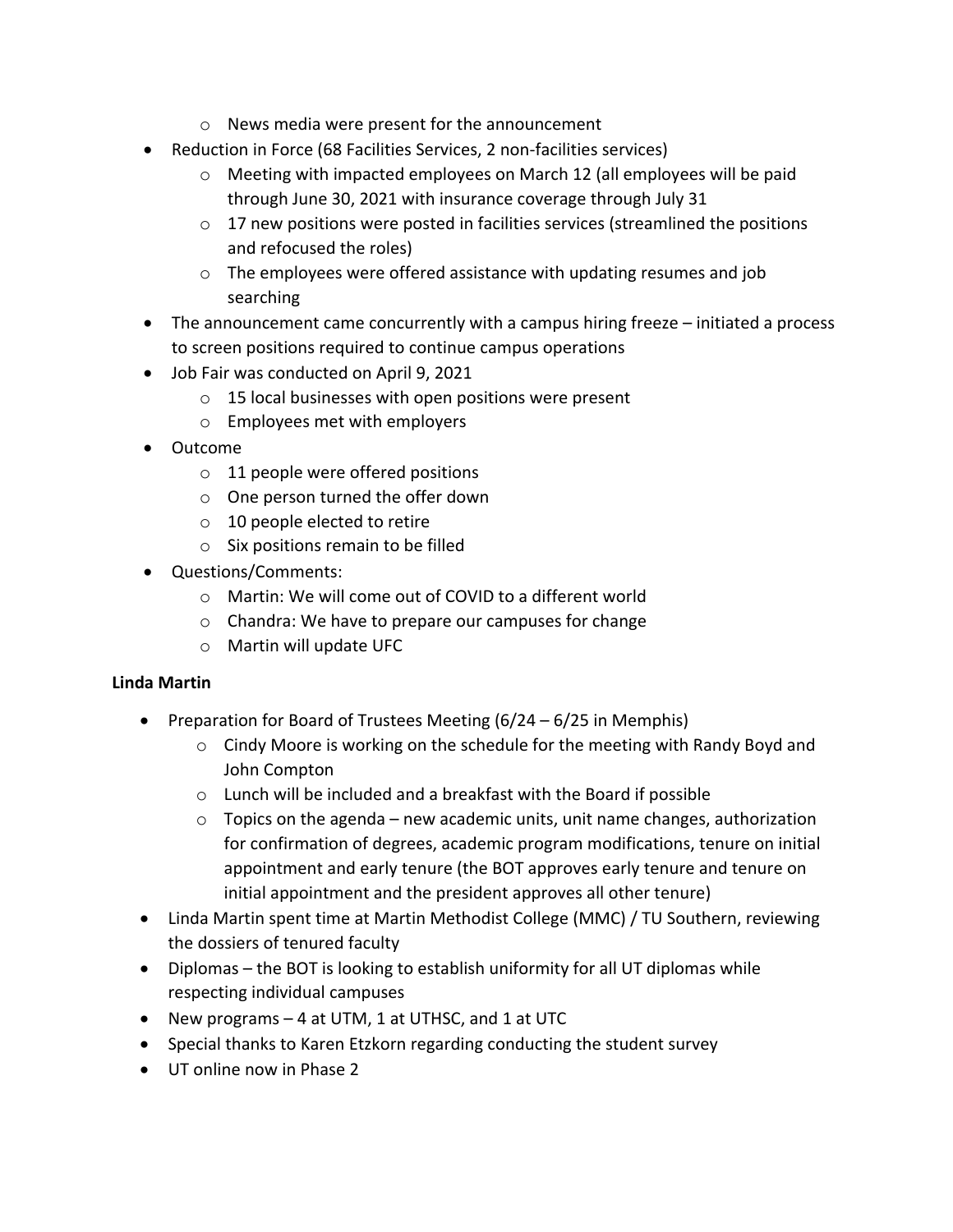- News media were present for the announcement
- Reduction in Force (68 Facilities Services, 2 non-facilities services)
    - Meeting with impacted employees on March 12 (all employees will be paid through June 30, 2021 with insurance coverage through July 31
    - 17 new positions were posted in facilities services (streamlined the positions and refocused the roles)
    - The employees were offered assistance with updating resumes and job searching
- The announcement came concurrently with a campus hiring freeze – initiated a process to screen positions required to continue campus operations
- Job Fair was conducted on April 9, 2021
    - 15 local businesses with open positions were present
    - Employees met with employers
- Outcome
    - 11 people were offered positions
    - One person turned the offer down
    - 10 people elected to retire
    - Six positions remain to be filled
- Questions/Comments:
    - Martin: We will come out of COVID to a different world
    - Chandra: We have to prepare our campuses for change
    - Martin will update UFC

**Linda Martin**

- Preparation for Board of Trustees Meeting (6/24 – 6/25 in Memphis)
    - Cindy Moore is working on the schedule for the meeting with Randy Boyd and John Compton
    - Lunch will be included and a breakfast with the Board if possible
    - Topics on the agenda – new academic units, unit name changes, authorization for confirmation of degrees, academic program modifications, tenure on initial appointment and early tenure (the BOT approves early tenure and tenure on initial appointment and the president approves all other tenure)
- Linda Martin spent time at Martin Methodist College (MMC) / TU Southern, reviewing the dossiers of tenured faculty
- Diplomas – the BOT is looking to establish uniformity for all UT diplomas while respecting individual campuses
- New programs – 4 at UTM, 1 at UTHSC, and 1 at UTC
- Special thanks to Karen Etzkorn regarding conducting the student survey
- UT online now in Phase 2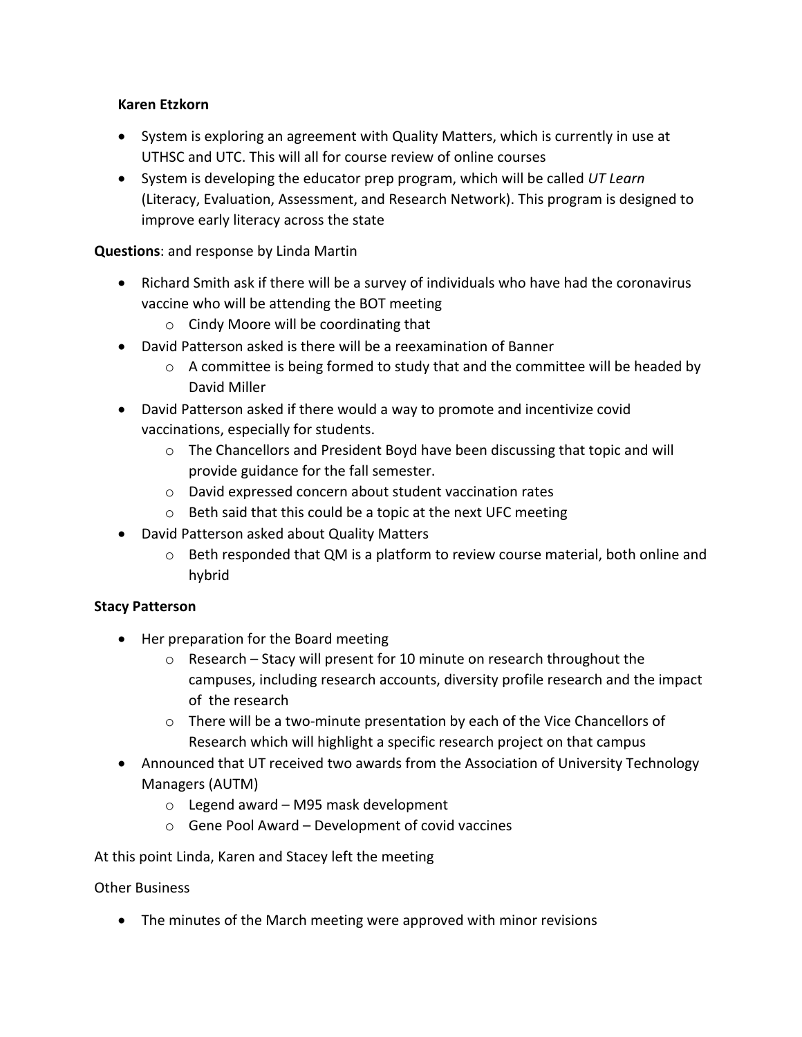**Karen Etzkorn**

- System is exploring an agreement with Quality Matters, which is currently in use at UTHSC and UTC. This will all for course review of online courses
- System is developing the educator prep program, which will be called *UT Learn* (Literacy, Evaluation, Assessment, and Research Network). This program is designed to improve early literacy across the state

**Questions**: and response by Linda Martin

- Richard Smith ask if there will be a survey of individuals who have had the coronavirus vaccine who will be attending the BOT meeting
  - Cindy Moore will be coordinating that
- David Patterson asked is there will be a reexamination of Banner
  - A committee is being formed to study that and the committee will be headed by David Miller
- David Patterson asked if there would a way to promote and incentivize covid vaccinations, especially for students.
  - The Chancellors and President Boyd have been discussing that topic and will provide guidance for the fall semester.
  - David expressed concern about student vaccination rates
  - Beth said that this could be a topic at the next UFC meeting
- David Patterson asked about Quality Matters
  - Beth responded that QM is a platform to review course material, both online and hybrid

**Stacy Patterson**

- Her preparation for the Board meeting
  - Research – Stacy will present for 10 minute on research throughout the campuses, including research accounts, diversity profile research and the impact of the research
  - There will be a two-minute presentation by each of the Vice Chancellors of Research which will highlight a specific research project on that campus
- Announced that UT received two awards from the Association of University Technology Managers (AUTM)
  - Legend award – M95 mask development
  - Gene Pool Award – Development of covid vaccines

At this point Linda, Karen and Stacey left the meeting

Other Business

- The minutes of the March meeting were approved with minor revisions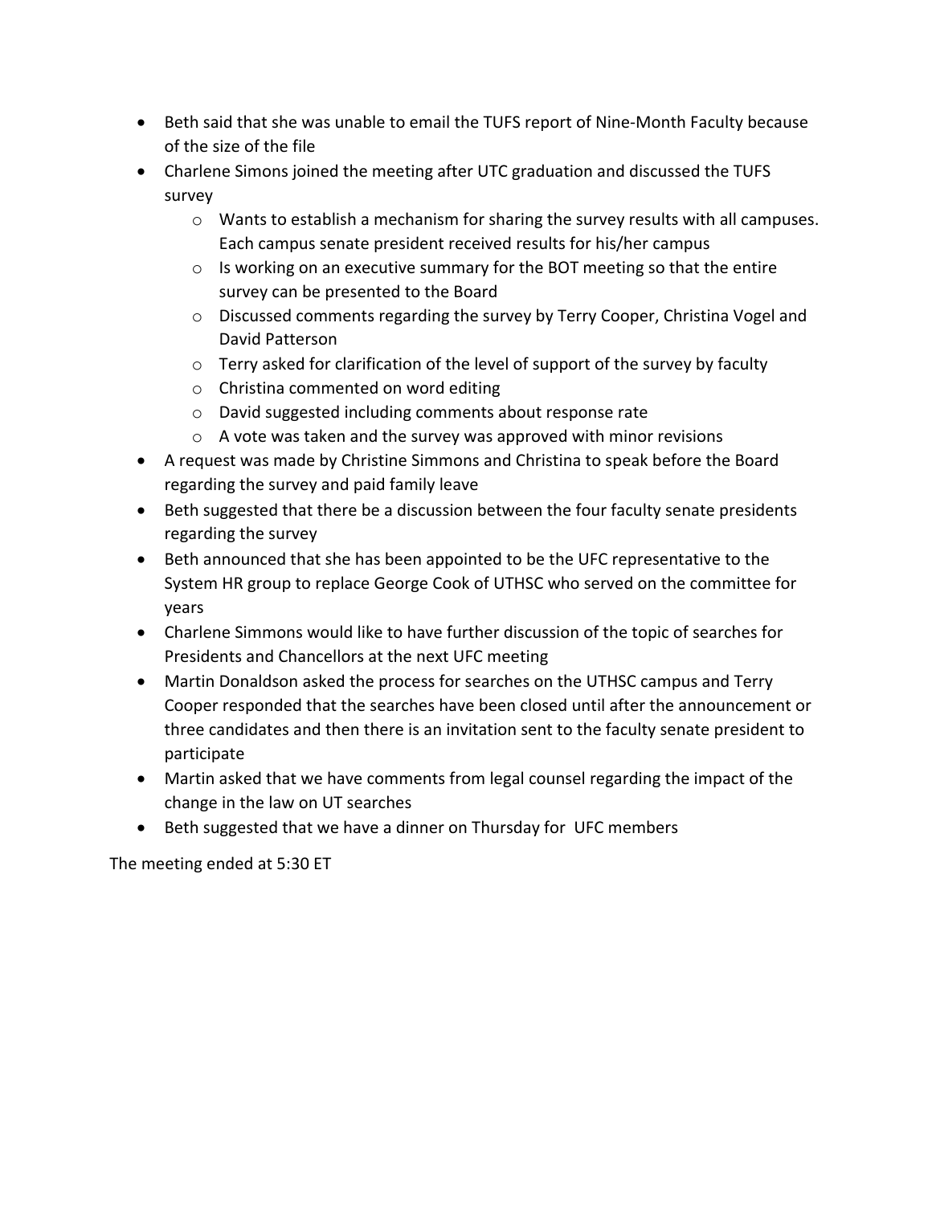- Beth said that she was unable to email the TUFS report of Nine-Month Faculty because of the size of the file
- Charlene Simons joined the meeting after UTC graduation and discussed the TUFS survey
  - Wants to establish a mechanism for sharing the survey results with all campuses. Each campus senate president received results for his/her campus
  - Is working on an executive summary for the BOT meeting so that the entire survey can be presented to the Board
  - Discussed comments regarding the survey by Terry Cooper, Christina Vogel and David Patterson
  - Terry asked for clarification of the level of support of the survey by faculty
  - Christina commented on word editing
  - David suggested including comments about response rate
  - A vote was taken and the survey was approved with minor revisions
- A request was made by Christine Simmons and Christina to speak before the Board regarding the survey and paid family leave
- Beth suggested that there be a discussion between the four faculty senate presidents regarding the survey
- Beth announced that she has been appointed to be the UFC representative to the System HR group to replace George Cook of UTHSC who served on the committee for years
- Charlene Simmons would like to have further discussion of the topic of searches for Presidents and Chancellors at the next UFC meeting
- Martin Donaldson asked the process for searches on the UTHSC campus and Terry Cooper responded that the searches have been closed until after the announcement or three candidates and then there is an invitation sent to the faculty senate president to participate
- Martin asked that we have comments from legal counsel regarding the impact of the change in the law on UT searches
- Beth suggested that we have a dinner on Thursday for UFC members

The meeting ended at 5:30 ET